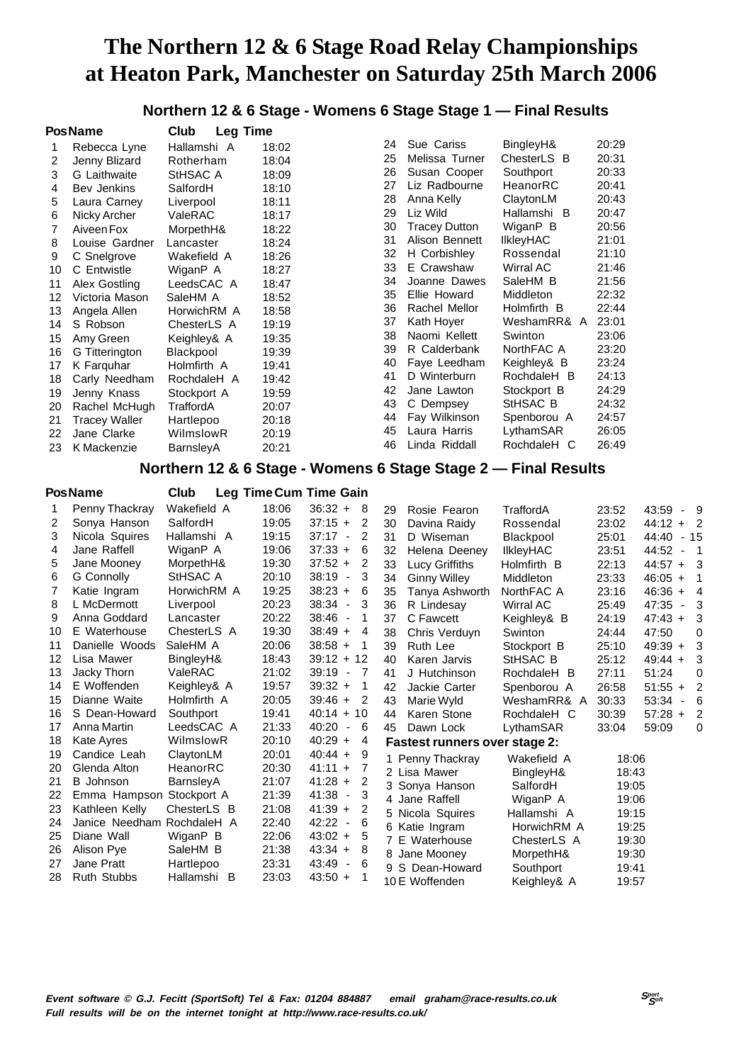# The Northern 12 & 6 Stage Road Relay Championships at Heaton Park, Manchester on Saturday 25th March 2006

## Northern 12 & 6 Stage - Womens 6 Stage Stage 1 — Final Results

| Pos | Name | Club | Leg Time |
|---|---|---|---|
| 1 | Rebecca Lyne | Hallamshi A | 18:02 |
| 2 | Jenny Blizard | Rotherham | 18:04 |
| 3 | G Laithwaite | StHSAC A | 18:09 |
| 4 | Bev Jenkins | SalfordH | 18:10 |
| 5 | Laura Carney | Liverpool | 18:11 |
| 6 | Nicky Archer | ValeRAC | 18:17 |
| 7 | Aiveen Fox | MorpethH& | 18:22 |
| 8 | Louise Gardner | Lancaster | 18:24 |
| 9 | C Snelgrove | Wakefield A | 18:26 |
| 10 | C Entwistle | WiganP A | 18:27 |
| 11 | Alex Gostling | LeedsCAC A | 18:47 |
| 12 | Victoria Mason | SaleHM A | 18:52 |
| 13 | Angela Allen | HorwichRM A | 18:58 |
| 14 | S Robson | ChesterLS A | 19:19 |
| 15 | Amy Green | Keighley& A | 19:35 |
| 16 | G Titterington | Blackpool | 19:39 |
| 17 | K Farquhar | Holmfirth A | 19:41 |
| 18 | Carly Needham | RochdaleH A | 19:42 |
| 19 | Jenny Knass | Stockport A | 19:59 |
| 20 | Rachel McHugh | TraffordA | 20:07 |
| 21 | Tracey Waller | Hartlepoo | 20:18 |
| 22 | Jane Clarke | WilmslowR | 20:19 |
| 23 | K Mackenzie | BarnsleyA | 20:21 |
| 24 | Sue Cariss | BingleyH& | 20:29 |
| 25 | Melissa Turner | ChesterLS B | 20:31 |
| 26 | Susan Cooper | Southport | 20:33 |
| 27 | Liz Radbourne | HeanorRC | 20:41 |
| 28 | Anna Kelly | ClaytonLM | 20:43 |
| 29 | Liz Wild | Hallamshi B | 20:47 |
| 30 | Tracey Dutton | WiganP B | 20:56 |
| 31 | Alison Bennett | IlkleyHAC | 21:01 |
| 32 | H Corbishley | Rossendal | 21:10 |
| 33 | E Crawshaw | Wirral AC | 21:46 |
| 34 | Joanne Dawes | SaleHM B | 21:56 |
| 35 | Ellie Howard | Middleton | 22:32 |
| 36 | Rachel Mellor | Holmfirth B | 22:44 |
| 37 | Kath Hoyer | WeshamRR& A | 23:01 |
| 38 | Naomi Kellett | Swinton | 23:06 |
| 39 | R Calderbank | NorthFAC A | 23:20 |
| 40 | Faye Leedham | Keighley& B | 23:24 |
| 41 | D Winterburn | RochdaleH B | 24:13 |
| 42 | Jane Lawton | Stockport B | 24:29 |
| 43 | C Dempsey | StHSAC B | 24:32 |
| 44 | Fay Wilkinson | Spenborou A | 24:57 |
| 45 | Laura Harris | LythamSAR | 26:05 |
| 46 | Linda Riddall | RochdaleH C | 26:49 |

## Northern 12 & 6 Stage - Womens 6 Stage Stage 2 — Final Results

| Pos | Name | Club | Leg Time | Cum Time | Gain |
|---|---|---|---|---|---|
| 1 | Penny Thackray | Wakefield A | 18:06 | 36:32 | + 8 |
| 2 | Sonya Hanson | SalfordH | 19:05 | 37:15 | + 2 |
| 3 | Nicola Squires | Hallamshi A | 19:15 | 37:17 | - 2 |
| 4 | Jane Raffell | WiganP A | 19:06 | 37:33 | + 6 |
| 5 | Jane Mooney | MorpethH& | 19:30 | 37:52 | + 2 |
| 6 | G Connolly | StHSAC A | 20:10 | 38:19 | - 3 |
| 7 | Katie Ingram | HorwichRM A | 19:25 | 38:23 | + 6 |
| 8 | L McDermott | Liverpool | 20:23 | 38:34 | - 3 |
| 9 | Anna Goddard | Lancaster | 20:22 | 38:46 | - 1 |
| 10 | E Waterhouse | ChesterLS A | 19:30 | 38:49 | + 4 |
| 11 | Danielle Woods | SaleHM A | 20:06 | 38:58 | + 1 |
| 12 | Lisa Mawer | BingleyH& | 18:43 | 39:12 | + 12 |
| 13 | Jacky Thorn | ValeRAC | 21:02 | 39:19 | - 7 |
| 14 | E Woffenden | Keighley& A | 19:57 | 39:32 | + 1 |
| 15 | Dianne Waite | Holmfirth A | 20:05 | 39:46 | + 2 |
| 16 | S Dean-Howard | Southport | 19:41 | 40:14 | + 10 |
| 17 | Anna Martin | LeedsCAC A | 21:33 | 40:20 | - 6 |
| 18 | Kate Ayres | WilmslowR | 20:10 | 40:29 | + 4 |
| 19 | Candice Leah | ClaytonLM | 20:01 | 40:44 | + 9 |
| 20 | Glenda Alton | HeanorRC | 20:30 | 41:11 | + 7 |
| 21 | B Johnson | BarnsleyA | 21:07 | 41:28 | + 2 |
| 22 | Emma Hampson | Stockport A | 21:39 | 41:38 | - 3 |
| 23 | Kathleen Kelly | ChesterLS B | 21:08 | 41:39 | + 2 |
| 24 | Janice Needham | RochdaleH A | 22:40 | 42:22 | - 6 |
| 25 | Diane Wall | WiganP B | 22:06 | 43:02 | + 5 |
| 26 | Alison Pye | SaleHM B | 21:38 | 43:34 | + 8 |
| 27 | Jane Pratt | Hartlepoo | 23:31 | 43:49 | - 6 |
| 28 | Ruth Stubbs | Hallamshi B | 23:03 | 43:50 | + 1 |
| 29 | Rosie Fearon | TraffordA | 23:52 | 43:59 | - 9 |
| 30 | Davina Raidy | Rossendal | 23:02 | 44:12 | + 2 |
| 31 | D Wiseman | Blackpool | 25:01 | 44:40 | - 15 |
| 32 | Helena Deeney | IlkleyHAC | 23:51 | 44:52 | - 1 |
| 33 | Lucy Griffiths | Holmfirth B | 22:13 | 44:57 | + 3 |
| 34 | Ginny Willey | Middleton | 23:33 | 46:05 | + 1 |
| 35 | Tanya Ashworth | NorthFAC A | 23:16 | 46:36 | + 4 |
| 36 | R Lindesay | Wirral AC | 25:49 | 47:35 | - 3 |
| 37 | C Fawcett | Keighley& B | 24:19 | 47:43 | + 3 |
| 38 | Chris Verduyn | Swinton | 24:44 | 47:50 | 0 |
| 39 | Ruth Lee | Stockport B | 25:10 | 49:39 | + 3 |
| 40 | Karen Jarvis | StHSAC B | 25:12 | 49:44 | + 3 |
| 41 | J Hutchinson | RochdaleH B | 27:11 | 51:24 | 0 |
| 42 | Jackie Carter | Spenborou A | 26:58 | 51:55 | + 2 |
| 43 | Marie Wyld | WeshamRR& A | 30:33 | 53:34 | - 6 |
| 44 | Karen Stone | RochdaleH C | 30:39 | 57:28 | + 2 |
| 45 | Dawn Lock | LythamSAR | 33:04 | 59:09 | 0 |

**Fastest runners over stage 2:**

| | Name | Club | Time |
|---|---|---|---|
| 1 | Penny Thackray | Wakefield A | 18:06 |
| 2 | Lisa Mawer | BingleyH& | 18:43 |
| 3 | Sonya Hanson | SalfordH | 19:05 |
| 4 | Jane Raffell | WiganP A | 19:06 |
| 5 | Nicola Squires | Hallamshi A | 19:15 |
| 6 | Katie Ingram | HorwichRM A | 19:25 |
| 7 | E Waterhouse | ChesterLS A | 19:30 |
| 8 | Jane Mooney | MorpethH& | 19:30 |
| 9 | S Dean-Howard | Southport | 19:41 |
| 10 | E Woffenden | Keighley& A | 19:57 |

***Event software © G.J. Fecitt (SportSoft) Tel & Fax: 01204 884887 email graham@race-results.co.uk***
***Full results will be on the internet tonight at http://www.race-results.co.uk/***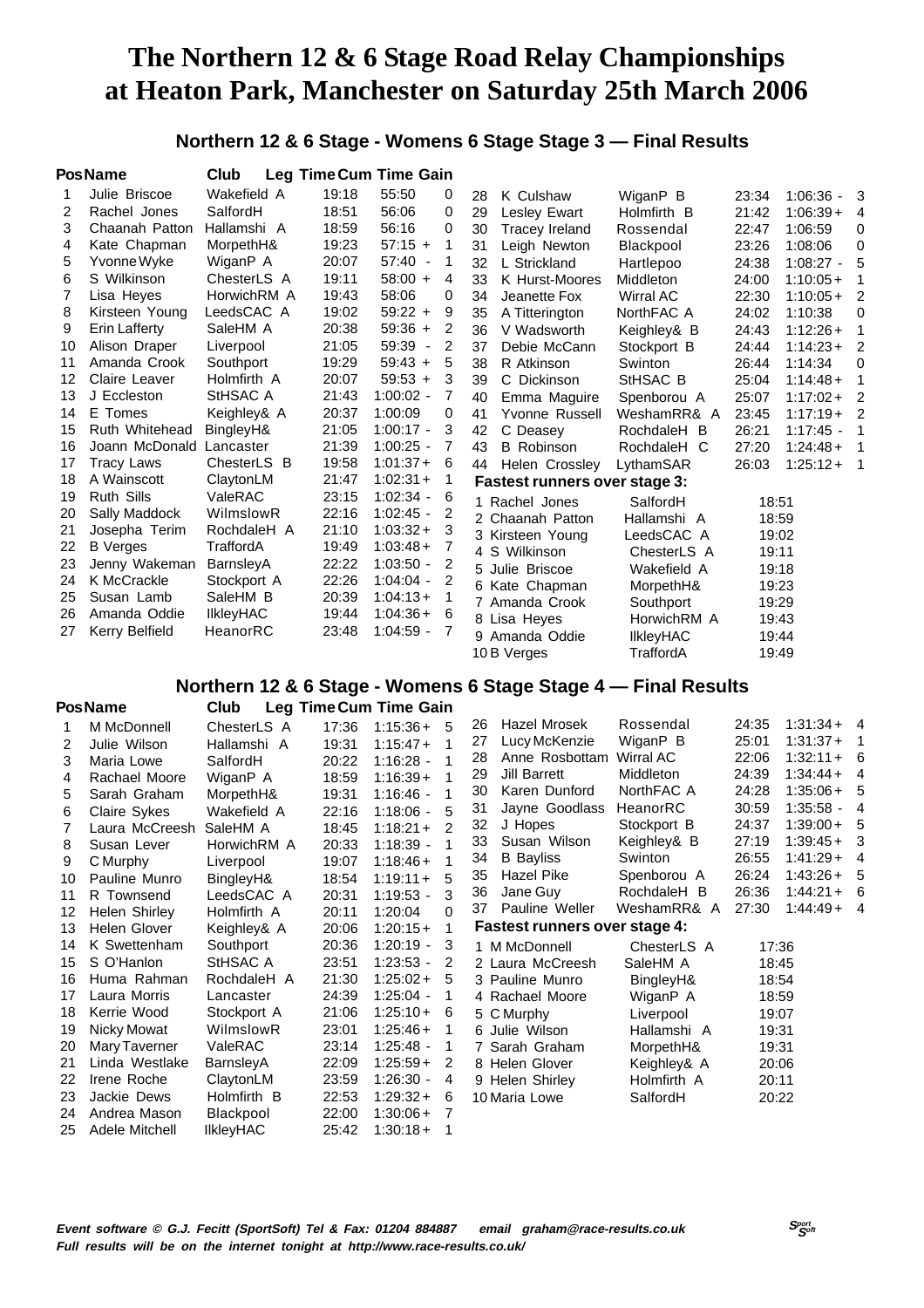# The Northern 12 & 6 Stage Road Relay Championships at Heaton Park, Manchester on Saturday 25th March 2006

## Northern 12 & 6 Stage - Womens 6 Stage Stage 3 — Final Results

| Pos | Name | Club | Leg Time | Cum Time | Gain |
|---|---|---|---|---|---|
| 1 | Julie Briscoe | Wakefield A | 19:18 | 55:50 | 0 |
| 2 | Rachel Jones | SalfordH | 18:51 | 56:06 | 0 |
| 3 | Chaanah Patton | Hallamshi A | 18:59 | 56:16 | 0 |
| 4 | Kate Chapman | MorpethH& | 19:23 | 57:15 + | 1 |
| 5 | Yvonne Wyke | WiganP A | 20:07 | 57:40 - | 1 |
| 6 | S Wilkinson | ChesterLS A | 19:11 | 58:00 + | 4 |
| 7 | Lisa Heyes | HorwichRM A | 19:43 | 58:06 | 0 |
| 8 | Kirsteen Young | LeedsCAC A | 19:02 | 59:22 + | 9 |
| 9 | Erin Lafferty | SaleHM A | 20:38 | 59:36 + | 2 |
| 10 | Alison Draper | Liverpool | 21:05 | 59:39 - | 2 |
| 11 | Amanda Crook | Southport | 19:29 | 59:43 + | 5 |
| 12 | Claire Leaver | Holmfirth A | 20:07 | 59:53 + | 3 |
| 13 | J Eccleston | StHSAC A | 21:43 | 1:00:02 - | 7 |
| 14 | E Tomes | Keighley& A | 20:37 | 1:00:09 | 0 |
| 15 | Ruth Whitehead | BingleyH& | 21:05 | 1:00:17 - | 3 |
| 16 | Joann McDonald | Lancaster | 21:39 | 1:00:25 - | 7 |
| 17 | Tracy Laws | ChesterLS B | 19:58 | 1:01:37 + | 6 |
| 18 | A Wainscott | ClaytonLM | 21:47 | 1:02:31 + | 1 |
| 19 | Ruth Sills | ValeRAC | 23:15 | 1:02:34 - | 6 |
| 20 | Sally Maddock | WilmslowR | 22:16 | 1:02:45 - | 2 |
| 21 | Josepha Terim | RochdaleH A | 21:10 | 1:03:32 + | 3 |
| 22 | B Verges | TraffordA | 19:49 | 1:03:48 + | 7 |
| 23 | Jenny Wakeman | BarnsleyA | 22:22 | 1:03:50 - | 2 |
| 24 | K McCrackle | Stockport A | 22:26 | 1:04:04 - | 2 |
| 25 | Susan Lamb | SaleHM B | 20:39 | 1:04:13 + | 1 |
| 26 | Amanda Oddie | IlkleyHAC | 19:44 | 1:04:36 + | 6 |
| 27 | Kerry Belfield | HeanorRC | 23:48 | 1:04:59 - | 7 |
| 28 | K Culshaw | WiganP B | 23:34 | 1:06:36 - | 3 |
| 29 | Lesley Ewart | Holmfirth B | 21:42 | 1:06:39 + | 4 |
| 30 | Tracey Ireland | Rossendal | 22:47 | 1:06:59 | 0 |
| 31 | Leigh Newton | Blackpool | 23:26 | 1:08:06 | 0 |
| 32 | L Strickland | Hartlepoo | 24:38 | 1:08:27 - | 5 |
| 33 | K Hurst-Moores | Middleton | 24:00 | 1:10:05 + | 1 |
| 34 | Jeanette Fox | Wirral AC | 22:30 | 1:10:05 + | 2 |
| 35 | A Titterington | NorthFAC A | 24:02 | 1:10:38 | 0 |
| 36 | V Wadsworth | Keighley& B | 24:43 | 1:12:26 + | 1 |
| 37 | Debie McCann | Stockport B | 24:44 | 1:14:23 + | 2 |
| 38 | R Atkinson | Swinton | 26:44 | 1:14:34 | 0 |
| 39 | C Dickinson | StHSAC B | 25:04 | 1:14:48 + | 1 |
| 40 | Emma Maguire | Spenborou A | 25:07 | 1:17:02 + | 2 |
| 41 | Yvonne Russell | WeshamRR& A | 23:45 | 1:17:19 + | 2 |
| 42 | C Deasey | RochdaleH B | 26:21 | 1:17:45 - | 1 |
| 43 | B Robinson | RochdaleH C | 27:20 | 1:24:48 + | 1 |
| 44 | Helen Crossley | LythamSAR | 26:03 | 1:25:12 + | 1 |

**Fastest runners over stage 3:**

| | Name | Club | Time |
|---|---|---|---|
| 1 | Rachel Jones | SalfordH | 18:51 |
| 2 | Chaanah Patton | Hallamshi A | 18:59 |
| 3 | Kirsteen Young | LeedsCAC A | 19:02 |
| 4 | S Wilkinson | ChesterLS A | 19:11 |
| 5 | Julie Briscoe | Wakefield A | 19:18 |
| 6 | Kate Chapman | MorpethH& | 19:23 |
| 7 | Amanda Crook | Southport | 19:29 |
| 8 | Lisa Heyes | HorwichRM A | 19:43 |
| 9 | Amanda Oddie | IlkleyHAC | 19:44 |
| 10 | B Verges | TraffordA | 19:49 |

## Northern 12 & 6 Stage - Womens 6 Stage Stage 4 — Final Results

| Pos | Name | Club | Leg Time | Cum Time | Gain |
|---|---|---|---|---|---|
| 1 | M McDonnell | ChesterLS A | 17:36 | 1:15:36 + | 5 |
| 2 | Julie Wilson | Hallamshi A | 19:31 | 1:15:47 + | 1 |
| 3 | Maria Lowe | SalfordH | 20:22 | 1:16:28 - | 1 |
| 4 | Rachael Moore | WiganP A | 18:59 | 1:16:39 + | 1 |
| 5 | Sarah Graham | MorpethH& | 19:31 | 1:16:46 - | 1 |
| 6 | Claire Sykes | Wakefield A | 22:16 | 1:18:06 - | 5 |
| 7 | Laura McCreesh | SaleHM A | 18:45 | 1:18:21 + | 2 |
| 8 | Susan Lever | HorwichRM A | 20:33 | 1:18:39 - | 1 |
| 9 | C Murphy | Liverpool | 19:07 | 1:18:46 + | 1 |
| 10 | Pauline Munro | BingleyH& | 18:54 | 1:19:11 + | 5 |
| 11 | R Townsend | LeedsCAC A | 20:31 | 1:19:53 - | 3 |
| 12 | Helen Shirley | Holmfirth A | 20:11 | 1:20:04 | 0 |
| 13 | Helen Glover | Keighley& A | 20:06 | 1:20:15 + | 1 |
| 14 | K Swettenham | Southport | 20:36 | 1:20:19 - | 3 |
| 15 | S O'Hanlon | StHSAC A | 23:51 | 1:23:53 - | 2 |
| 16 | Huma Rahman | RochdaleH A | 21:30 | 1:25:02 + | 5 |
| 17 | Laura Morris | Lancaster | 24:39 | 1:25:04 - | 1 |
| 18 | Kerrie Wood | Stockport A | 21:06 | 1:25:10 + | 6 |
| 19 | Nicky Mowat | WilmslowR | 23:01 | 1:25:46 + | 1 |
| 20 | Mary Taverner | ValeRAC | 23:14 | 1:25:48 - | 1 |
| 21 | Linda Westlake | BarnsleyA | 22:09 | 1:25:59 + | 2 |
| 22 | Irene Roche | ClaytonLM | 23:59 | 1:26:30 - | 4 |
| 23 | Jackie Dews | Holmfirth B | 22:53 | 1:29:32 + | 6 |
| 24 | Andrea Mason | Blackpool | 22:00 | 1:30:06 + | 7 |
| 25 | Adele Mitchell | IlkleyHAC | 25:42 | 1:30:18 + | 1 |
| 26 | Hazel Mrosek | Rossendal | 24:35 | 1:31:34 + | 4 |
| 27 | Lucy McKenzie | WiganP B | 25:01 | 1:31:37 + | 1 |
| 28 | Anne Rosbottam | Wirral AC | 22:06 | 1:32:11 + | 6 |
| 29 | Jill Barrett | Middleton | 24:39 | 1:34:44 + | 4 |
| 30 | Karen Dunford | NorthFAC A | 24:28 | 1:35:06 + | 5 |
| 31 | Jayne Goodlass | HeanorRC | 30:59 | 1:35:58 - | 4 |
| 32 | J Hopes | Stockport B | 24:37 | 1:39:00 + | 5 |
| 33 | Susan Wilson | Keighley& B | 27:19 | 1:39:45 + | 3 |
| 34 | B Bayliss | Swinton | 26:55 | 1:41:29 + | 4 |
| 35 | Hazel Pike | Spenborou A | 26:24 | 1:43:26 + | 5 |
| 36 | Jane Guy | RochdaleH B | 26:36 | 1:44:21 + | 6 |
| 37 | Pauline Weller | WeshamRR& A | 27:30 | 1:44:49 + | 4 |

**Fastest runners over stage 4:**

| | Name | Club | Time |
|---|---|---|---|
| 1 | M McDonnell | ChesterLS A | 17:36 |
| 2 | Laura McCreesh | SaleHM A | 18:45 |
| 3 | Pauline Munro | BingleyH& | 18:54 |
| 4 | Rachael Moore | WiganP A | 18:59 |
| 5 | C Murphy | Liverpool | 19:07 |
| 6 | Julie Wilson | Hallamshi A | 19:31 |
| 7 | Sarah Graham | MorpethH& | 19:31 |
| 8 | Helen Glover | Keighley& A | 20:06 |
| 9 | Helen Shirley | Holmfirth A | 20:11 |
| 10 | Maria Lowe | SalfordH | 20:22 |

***Event software © G.J. Fecitt (SportSoft) Tel & Fax: 01204 884887 email graham@race-results.co.uk***
***Full results will be on the internet tonight at http://www.race-results.co.uk/***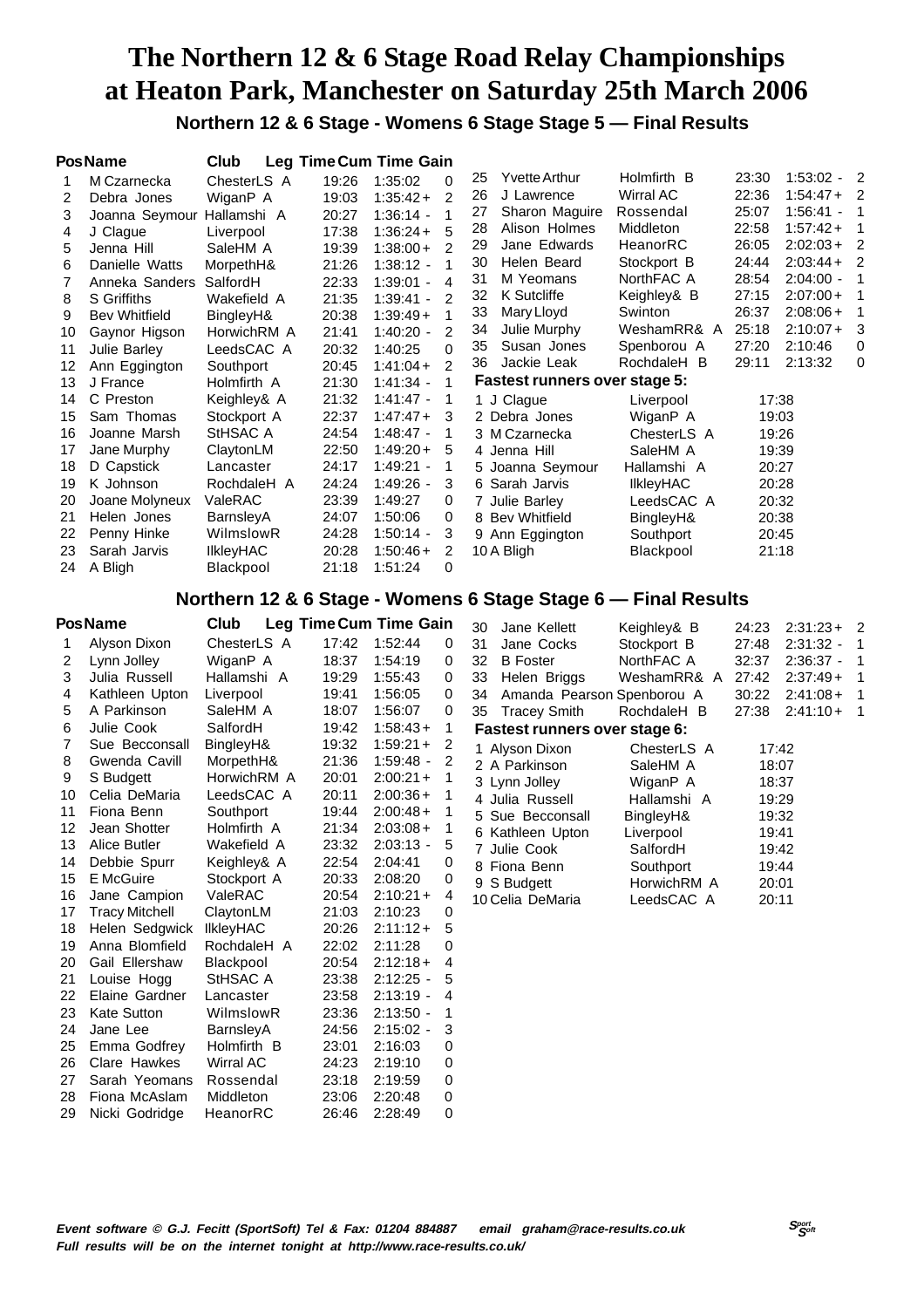# The Northern 12 & 6 Stage Road Relay Championships at Heaton Park, Manchester on Saturday 25th March 2006

## Northern 12 & 6 Stage - Womens 6 Stage Stage 5 — Final Results

| Pos | Name | Club | Leg Time | Cum Time | Gain |
|---|---|---|---|---|---|
| 1 | M Czarnecka | ChesterLS A | 19:26 | 1:35:02 | 0 |
| 2 | Debra Jones | WiganP A | 19:03 | 1:35:42 + | 2 |
| 3 | Joanna Seymour | Hallamshi A | 20:27 | 1:36:14 - | 1 |
| 4 | J Clague | Liverpool | 17:38 | 1:36:24 + | 5 |
| 5 | Jenna Hill | SaleHM A | 19:39 | 1:38:00 + | 2 |
| 6 | Danielle Watts | MorpethH& | 21:26 | 1:38:12 - | 1 |
| 7 | Anneka Sanders | SalfordH | 22:33 | 1:39:01 - | 4 |
| 8 | S Griffiths | Wakefield A | 21:35 | 1:39:41 - | 2 |
| 9 | Bev Whitfield | BingleyH& | 20:38 | 1:39:49 + | 1 |
| 10 | Gaynor Higson | HorwichRM A | 21:41 | 1:40:20 - | 2 |
| 11 | Julie Barley | LeedsCAC A | 20:32 | 1:40:25 | 0 |
| 12 | Ann Eggington | Southport | 20:45 | 1:41:04 + | 2 |
| 13 | J France | Holmfirth A | 21:30 | 1:41:34 - | 1 |
| 14 | C Preston | Keighley& A | 21:32 | 1:41:47 - | 1 |
| 15 | Sam Thomas | Stockport A | 22:37 | 1:47:47 + | 3 |
| 16 | Joanne Marsh | StHSAC A | 24:54 | 1:48:47 - | 1 |
| 17 | Jane Murphy | ClaytonLM | 22:50 | 1:49:20 + | 5 |
| 18 | D Capstick | Lancaster | 24:17 | 1:49:21 - | 1 |
| 19 | K Johnson | RochdaleH A | 24:24 | 1:49:26 - | 3 |
| 20 | Joane Molyneux | ValeRAC | 23:39 | 1:49:27 | 0 |
| 21 | Helen Jones | BarnsleyA | 24:07 | 1:50:06 | 0 |
| 22 | Penny Hinke | WilmslowR | 24:28 | 1:50:14 - | 3 |
| 23 | Sarah Jarvis | IlkleyHAC | 20:28 | 1:50:46 + | 2 |
| 24 | A Bligh | Blackpool | 21:18 | 1:51:24 | 0 |
| 25 | Yvette Arthur | Holmfirth B | 23:30 | 1:53:02 - | 2 |
| 26 | J Lawrence | Wirral AC | 22:36 | 1:54:47 + | 2 |
| 27 | Sharon Maguire | Rossendal | 25:07 | 1:56:41 - | 1 |
| 28 | Alison Holmes | Middleton | 22:58 | 1:57:42 + | 1 |
| 29 | Jane Edwards | HeanorRC | 26:05 | 2:02:03 + | 2 |
| 30 | Helen Beard | Stockport B | 24:44 | 2:03:44 + | 2 |
| 31 | M Yeomans | NorthFAC A | 28:54 | 2:04:00 - | 1 |
| 32 | K Sutcliffe | Keighley& B | 27:15 | 2:07:00 + | 1 |
| 33 | Mary Lloyd | Swinton | 26:37 | 2:08:06 + | 1 |
| 34 | Julie Murphy | WeshamRR& A | 25:18 | 2:10:07 + | 3 |
| 35 | Susan Jones | Spenborou A | 27:20 | 2:10:46 | 0 |
| 36 | Jackie Leak | RochdaleH B | 29:11 | 2:13:32 | 0 |

**Fastest runners over stage 5:**

| | Name | Club | Time |
|---|---|---|---|
| 1 | J Clague | Liverpool | 17:38 |
| 2 | Debra Jones | WiganP A | 19:03 |
| 3 | M Czarnecka | ChesterLS A | 19:26 |
| 4 | Jenna Hill | SaleHM A | 19:39 |
| 5 | Joanna Seymour | Hallamshi A | 20:27 |
| 6 | Sarah Jarvis | IlkleyHAC | 20:28 |
| 7 | Julie Barley | LeedsCAC A | 20:32 |
| 8 | Bev Whitfield | BingleyH& | 20:38 |
| 9 | Ann Eggington | Southport | 20:45 |
| 10 | A Bligh | Blackpool | 21:18 |

## Northern 12 & 6 Stage - Womens 6 Stage Stage 6 — Final Results

| Pos | Name | Club | Leg Time | Cum Time | Gain |
|---|---|---|---|---|---|
| 1 | Alyson Dixon | ChesterLS A | 17:42 | 1:52:44 | 0 |
| 2 | Lynn Jolley | WiganP A | 18:37 | 1:54:19 | 0 |
| 3 | Julia Russell | Hallamshi A | 19:29 | 1:55:43 | 0 |
| 4 | Kathleen Upton | Liverpool | 19:41 | 1:56:05 | 0 |
| 5 | A Parkinson | SaleHM A | 18:07 | 1:56:07 | 0 |
| 6 | Julie Cook | SalfordH | 19:42 | 1:58:43 + | 1 |
| 7 | Sue Becconsall | BingleyH& | 19:32 | 1:59:21 + | 2 |
| 8 | Gwenda Cavill | MorpethH& | 21:36 | 1:59:48 - | 2 |
| 9 | S Budgett | HorwichRM A | 20:01 | 2:00:21 + | 1 |
| 10 | Celia DeMaria | LeedsCAC A | 20:11 | 2:00:36 + | 1 |
| 11 | Fiona Benn | Southport | 19:44 | 2:00:48 + | 1 |
| 12 | Jean Shotter | Holmfirth A | 21:34 | 2:03:08 + | 1 |
| 13 | Alice Butler | Wakefield A | 23:32 | 2:03:13 - | 5 |
| 14 | Debbie Spurr | Keighley& A | 22:54 | 2:04:41 | 0 |
| 15 | E McGuire | Stockport A | 20:33 | 2:08:20 | 0 |
| 16 | Jane Campion | ValeRAC | 20:54 | 2:10:21 + | 4 |
| 17 | Tracy Mitchell | ClaytonLM | 21:03 | 2:10:23 | 0 |
| 18 | Helen Sedgwick | IlkleyHAC | 20:26 | 2:11:12 + | 5 |
| 19 | Anna Blomfield | RochdaleH A | 22:02 | 2:11:28 | 0 |
| 20 | Gail Ellershaw | Blackpool | 20:54 | 2:12:18 + | 4 |
| 21 | Louise Hogg | StHSAC A | 23:38 | 2:12:25 - | 5 |
| 22 | Elaine Gardner | Lancaster | 23:58 | 2:13:19 - | 4 |
| 23 | Kate Sutton | WilmslowR | 23:36 | 2:13:50 - | 1 |
| 24 | Jane Lee | BarnsleyA | 24:56 | 2:15:02 - | 3 |
| 25 | Emma Godfrey | Holmfirth B | 23:01 | 2:16:03 | 0 |
| 26 | Clare Hawkes | Wirral AC | 24:23 | 2:19:10 | 0 |
| 27 | Sarah Yeomans | Rossendal | 23:18 | 2:19:59 | 0 |
| 28 | Fiona McAslam | Middleton | 23:06 | 2:20:48 | 0 |
| 29 | Nicki Godridge | HeanorRC | 26:46 | 2:28:49 | 0 |
| 30 | Jane Kellett | Keighley& B | 24:23 | 2:31:23 + | 2 |
| 31 | Jane Cocks | Stockport B | 27:48 | 2:31:32 - | 1 |
| 32 | B Foster | NorthFAC A | 32:37 | 2:36:37 - | 1 |
| 33 | Helen Briggs | WeshamRR& A | 27:42 | 2:37:49 + | 1 |
| 34 | Amanda Pearson | Spenborou A | 30:22 | 2:41:08 + | 1 |
| 35 | Tracey Smith | RochdaleH B | 27:38 | 2:41:10 + | 1 |

**Fastest runners over stage 6:**

| | Name | Club | Time |
|---|---|---|---|
| 1 | Alyson Dixon | ChesterLS A | 17:42 |
| 2 | A Parkinson | SaleHM A | 18:07 |
| 3 | Lynn Jolley | WiganP A | 18:37 |
| 4 | Julia Russell | Hallamshi A | 19:29 |
| 5 | Sue Becconsall | BingleyH& | 19:32 |
| 6 | Kathleen Upton | Liverpool | 19:41 |
| 7 | Julie Cook | SalfordH | 19:42 |
| 8 | Fiona Benn | Southport | 19:44 |
| 9 | S Budgett | HorwichRM A | 20:01 |
| 10 | Celia DeMaria | LeedsCAC A | 20:11 |

***Event software © G.J. Fecitt (SportSoft) Tel & Fax: 01204 884887 email graham@race-results.co.uk***

***Full results will be on the internet tonight at http://www.race-results.co.uk/***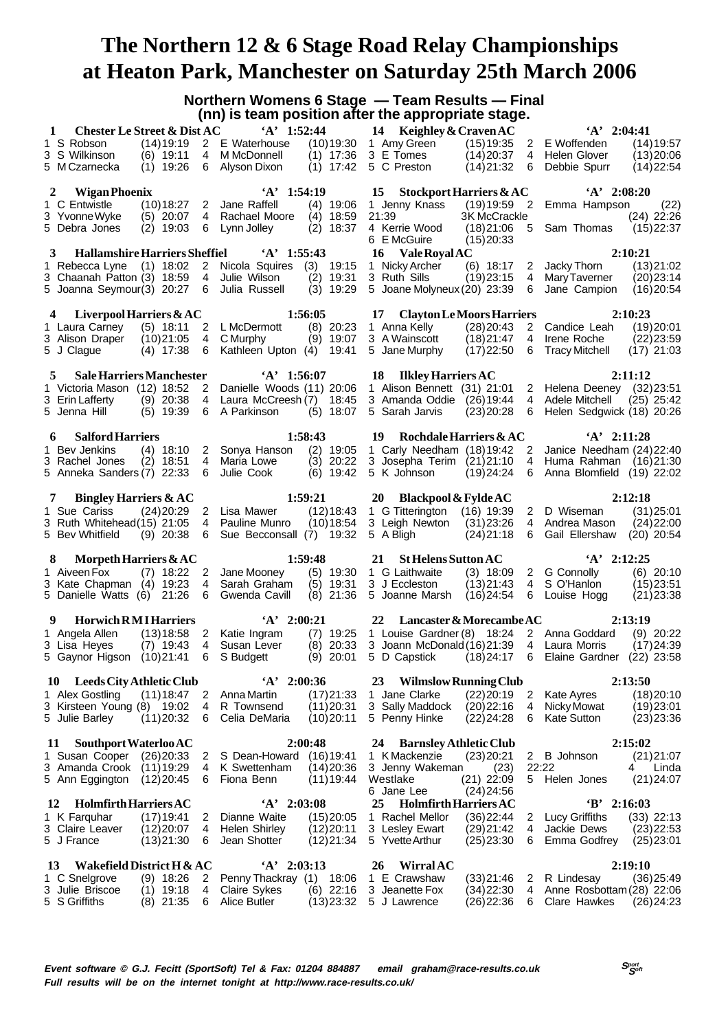# The Northern 12 & 6 Stage Road Relay Championships at Heaton Park, Manchester on Saturday 25th March 2006

## Northern Womens 6 Stage — Team Results — Final

**(nn) is team position after the appropriate stage.**

**1 Chester Le Street & Dist AC 'A' 1:52:44**
1 S Robson (14)19:19 2 E Waterhouse (10)19:30
3 S Wilkinson (6) 19:11 4 M McDonnell (1) 17:36
5 M Czarnecka (1) 19:26 6 Alyson Dixon (1) 17:42

**2 Wigan Phoenix 'A' 1:54:19**
1 C Entwistle (10)18:27 2 Jane Raffell (4) 19:06
3 Yvonne Wyke (5) 20:07 4 Rachael Moore (4) 18:59
5 Debra Jones (2) 19:03 6 Lynn Jolley (2) 18:37

**3 Hallamshire Harriers Sheffiel 'A' 1:55:43**
1 Rebecca Lyne (1) 18:02 2 Nicola Squires (3) 19:15
3 Chaanah Patton (3) 18:59 4 Julie Wilson (2) 19:31
5 Joanna Seymour(3) 20:27 6 Julia Russell (3) 19:29

**4 Liverpool Harriers & AC 1:56:05**
1 Laura Carney (5) 18:11 2 L McDermott (8) 20:23
3 Alison Draper (10)21:05 4 C Murphy (9) 19:07
5 J Clague (4) 17:38 6 Kathleen Upton (4) 19:41

**5 Sale Harriers Manchester 'A' 1:56:07**
1 Victoria Mason (12) 18:52 2 Danielle Woods (11) 20:06
3 Erin Lafferty (9) 20:38 4 Laura McCreesh (7) 18:45
5 Jenna Hill (5) 19:39 6 A Parkinson (5) 18:07

**6 Salford Harriers 1:58:43**
1 Bev Jenkins (4) 18:10 2 Sonya Hanson (2) 19:05
3 Rachel Jones (2) 18:51 4 Maria Lowe (3) 20:22
5 Anneka Sanders (7) 22:33 6 Julie Cook (6) 19:42

**7 Bingley Harriers & AC 1:59:21**
1 Sue Cariss (24)20:29 2 Lisa Mawer (12)18:43
3 Ruth Whitehead(15) 21:05 4 Pauline Munro (10)18:54
5 Bev Whitfield (9) 20:38 6 Sue Becconsall (7) 19:32

**8 Morpeth Harriers & AC 1:59:48**
1 Aiveen Fox (7) 18:22 2 Jane Mooney (5) 19:30
3 Kate Chapman (4) 19:23 4 Sarah Graham (5) 19:31
5 Danielle Watts (6) 21:26 6 Gwenda Cavill (8) 21:36

**9 Horwich R M I Harriers 'A' 2:00:21**
1 Angela Allen (13)18:58 2 Katie Ingram (7) 19:25
3 Lisa Heyes (7) 19:43 4 Susan Lever (8) 20:33
5 Gaynor Higson (10)21:41 6 S Budgett (9) 20:01

**10 Leeds City Athletic Club 'A' 2:00:36**
1 Alex Gostling (11)18:47 2 Anna Martin (17)21:33
3 Kirsteen Young (8) 19:02 4 R Townsend (11)20:31
5 Julie Barley (11)20:32 6 Celia DeMaria (10)20:11

**11 Southport Waterloo AC 2:00:48**
1 Susan Cooper (26)20:33 2 S Dean-Howard (16)19:41
3 Amanda Crook (11)19:29 4 K Swettenham (14)20:36
5 Ann Eggington (12)20:45 6 Fiona Benn (11)19:44

**12 Holmfirth Harriers AC 'A' 2:03:08**
1 K Farquhar (17)19:41 2 Dianne Waite (15)20:05
3 Claire Leaver (12)20:07 4 Helen Shirley (12)20:11
5 J France (13)21:30 6 Jean Shotter (12)21:34

**13 Wakefield District H & AC 'A' 2:03:13**
1 C Snelgrove (9) 18:26 2 Penny Thackray (1) 18:06
3 Julie Briscoe (1) 19:18 4 Claire Sykes (6) 22:16
5 S Griffiths (8) 21:35 6 Alice Butler (13)23:32

**14 Keighley & Craven AC 'A' 2:04:41**
1 Amy Green (15)19:35 2 E Woffenden (14)19:57
3 E Tomes (14)20:37 4 Helen Glover (13)20:06
5 C Preston (14)21:32 6 Debbie Spurr (14)22:54

**15 Stockport Harriers & AC 'A' 2:08:20**
1 Jenny Knass (19)19:59 2 Emma Hampson (22) 21:39 3K McCrackle (24) 22:26
4 Kerrie Wood (18)21:06 5 Sam Thomas (15)22:37
6 E McGuire (15)20:33

**16 Vale Royal AC 2:10:21**
1 Nicky Archer (6) 18:17 2 Jacky Thorn (13)21:02
3 Ruth Sills (19)23:15 4 Mary Taverner (20)23:14
5 Joane Molyneux (20) 23:39 6 Jane Campion (16)20:54

**17 Clayton Le Moors Harriers 2:10:23**
1 Anna Kelly (28)20:43 2 Candice Leah (19)20:01
3 A Wainscott (18)21:47 4 Irene Roche (22)23:59
5 Jane Murphy (17)22:50 6 Tracy Mitchell (17) 21:03

**18 Ilkley Harriers AC 2:11:12**
1 Alison Bennett (31) 21:01 2 Helena Deeney (32)23:51
3 Amanda Oddie (26)19:44 4 Adele Mitchell (25) 25:42
5 Sarah Jarvis (23)20:28 6 Helen Sedgwick (18) 20:26

**19 Rochdale Harriers & AC 'A' 2:11:28**
1 Carly Needham (18)19:42 2 Janice Needham (24)22:40
3 Josepha Terim (21)21:10 4 Huma Rahman (16)21:30
5 K Johnson (19)24:24 6 Anna Blomfield (19) 22:02

**20 Blackpool & Fylde AC 2:12:18**
1 G Titterington (16) 19:39 2 D Wiseman (31)25:01
3 Leigh Newton (31)23:26 4 Andrea Mason (24)22:00
5 A Bligh (24)21:18 6 Gail Ellershaw (20) 20:54

**21 St Helens Sutton AC 'A' 2:12:25**
1 G Laithwaite (3) 18:09 2 G Connolly (6) 20:10
3 J Eccleston (13)21:43 4 S O'Hanlon (15)23:51
5 Joanne Marsh (16)24:54 6 Louise Hogg (21)23:38

**22 Lancaster & Morecambe AC 2:13:19**
1 Louise Gardner (8) 18:24 2 Anna Goddard (9) 20:22
3 Joann McDonald (16)21:39 4 Laura Morris (17)24:39
5 D Capstick (18)24:17 6 Elaine Gardner (22) 23:58

**23 Wilmslow Running Club 2:13:50**
1 Jane Clarke (22)20:19 2 Kate Ayres (18)20:10
3 Sally Maddock (20)22:16 4 Nicky Mowat (19)23:01
5 Penny Hinke (22)24:28 6 Kate Sutton (23)23:36

**24 Barnsley Athletic Club 2:15:02**
1 K Mackenzie (23)20:21 2 B Johnson (21)21:07
3 Jenny Wakeman (23) 22:22 4 Linda Westlake (21) 22:09 5 Helen Jones (21)24:07
6 Jane Lee (24)24:56

**25 Holmfirth Harriers AC 'B' 2:16:03**
1 Rachel Mellor (36)22:44 2 Lucy Griffiths (33) 22:13
3 Lesley Ewart (29)21:42 4 Jackie Dews (23)22:53
5 Yvette Arthur (25)23:30 6 Emma Godfrey (25)23:01

**26 Wirral AC 2:19:10**
1 E Crawshaw (33)21:46 2 R Lindesay (36)25:49
3 Jeanette Fox (34)22:30 4 Anne Rosbottam (28) 22:06
5 J Lawrence (26)22:36 6 Clare Hawkes (26)24:23

*Event software © G.J. Fecitt (SportSoft) Tel & Fax: 01204 884887 email graham@race-results.co.uk*
*Full results will be on the internet tonight at http://www.race-results.co.uk/*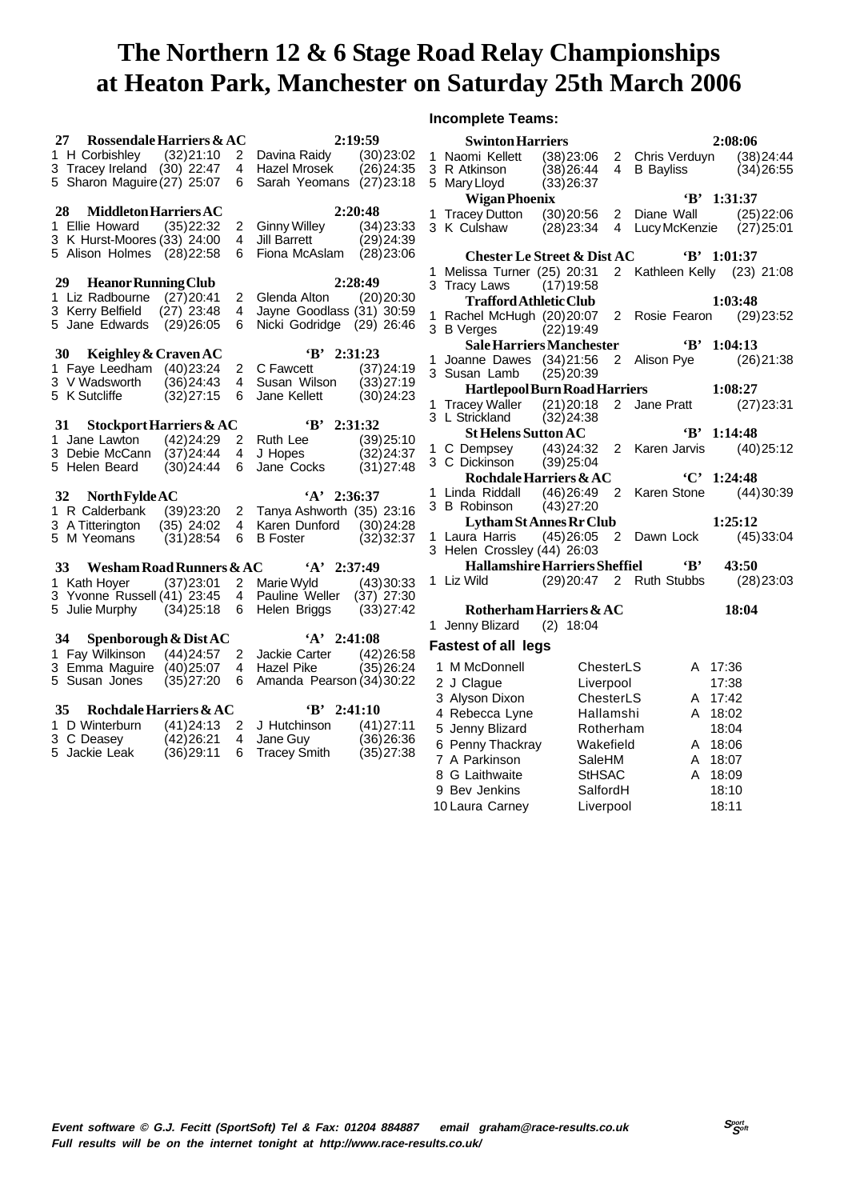# The Northern 12 & 6 Stage Road Relay Championships at Heaton Park, Manchester on Saturday 25th March 2006

**27 Rossendale Harriers & AC** — 2:19:59

| | | | |
|---|---|---|---|
| 1 H Corbishley | (32)21:10 | 2 Davina Raidy | (30)23:02 |
| 3 Tracey Ireland | (30) 22:47 | 4 Hazel Mrosek | (26)24:35 |
| 5 Sharon Maguire | (27) 25:07 | 6 Sarah Yeomans | (27)23:18 |

**28 Middleton Harriers AC** — 2:20:48

| | | | |
|---|---|---|---|
| 1 Ellie Howard | (35)22:32 | 2 Ginny Willey | (34)23:33 |
| 3 K Hurst-Moores | (33) 24:00 | 4 Jill Barrett | (29)24:39 |
| 5 Alison Holmes | (28)22:58 | 6 Fiona McAslam | (28)23:06 |

**29 Heanor Running Club** — 2:28:49

| | | | |
|---|---|---|---|
| 1 Liz Radbourne | (27)20:41 | 2 Glenda Alton | (20)20:30 |
| 3 Kerry Belfield | (27) 23:48 | 4 Jayne Goodlass | (31) 30:59 |
| 5 Jane Edwards | (29)26:05 | 6 Nicki Godridge | (29) 26:46 |

**30 Keighley & Craven AC** — 'B' 2:31:23

| | | | |
|---|---|---|---|
| 1 Faye Leedham | (40)23:24 | 2 C Fawcett | (37)24:19 |
| 3 V Wadsworth | (36)24:43 | 4 Susan Wilson | (33)27:19 |
| 5 K Sutcliffe | (32)27:15 | 6 Jane Kellett | (30)24:23 |

**31 Stockport Harriers & AC** — 'B' 2:31:32

| | | | |
|---|---|---|---|
| 1 Jane Lawton | (42)24:29 | 2 Ruth Lee | (39)25:10 |
| 3 Debie McCann | (37)24:44 | 4 J Hopes | (32)24:37 |
| 5 Helen Beard | (30)24:44 | 6 Jane Cocks | (31)27:48 |

**32 North Fylde AC** — 'A' 2:36:37

| | | | |
|---|---|---|---|
| 1 R Calderbank | (39)23:20 | 2 Tanya Ashworth | (35) 23:16 |
| 3 A Titterington | (35) 24:02 | 4 Karen Dunford | (30)24:28 |
| 5 M Yeomans | (31)28:54 | 6 B Foster | (32)32:37 |

**33 Wesham Road Runners & AC** — 'A' 2:37:49

| | | | |
|---|---|---|---|
| 1 Kath Hoyer | (37)23:01 | 2 Marie Wyld | (43)30:33 |
| 3 Yvonne Russell | (41) 23:45 | 4 Pauline Weller | (37) 27:30 |
| 5 Julie Murphy | (34)25:18 | 6 Helen Briggs | (33)27:42 |

**34 Spenborough & Dist AC** — 'A' 2:41:08

| | | | |
|---|---|---|---|
| 1 Fay Wilkinson | (44)24:57 | 2 Jackie Carter | (42)26:58 |
| 3 Emma Maguire | (40)25:07 | 4 Hazel Pike | (35)26:24 |
| 5 Susan Jones | (35)27:20 | 6 Amanda Pearson | (34)30:22 |

**35 Rochdale Harriers & AC** — 'B' 2:41:10

| | | | |
|---|---|---|---|
| 1 D Winterburn | (41)24:13 | 2 J Hutchinson | (41)27:11 |
| 3 C Deasey | (42)26:21 | 4 Jane Guy | (36)26:36 |
| 5 Jackie Leak | (36)29:11 | 6 Tracey Smith | (35)27:38 |

## Incomplete Teams:

**Swinton Harriers** — 2:08:06

| | | | |
|---|---|---|---|
| 1 Naomi Kellett | (38)23:06 | 2 Chris Verduyn | (38)24:44 |
| 3 R Atkinson | (38)26:44 | 4 B Bayliss | (34)26:55 |
| 5 Mary Lloyd | (33)26:37 | | |

**Wigan Phoenix** — 'B' 1:31:37

| | | | |
|---|---|---|---|
| 1 Tracey Dutton | (30)20:56 | 2 Diane Wall | (25)22:06 |
| 3 K Culshaw | (28)23:34 | 4 Lucy McKenzie | (27)25:01 |

**Chester Le Street & Dist AC** — 'B' 1:01:37

| | | | |
|---|---|---|---|
| 1 Melissa Turner | (25) 20:31 | 2 Kathleen Kelly | (23) 21:08 |
| 3 Tracy Laws | (17)19:58 | | |

**Trafford Athletic Club** — 1:03:48

| | | | |
|---|---|---|---|
| 1 Rachel McHugh | (20)20:07 | 2 Rosie Fearon | (29)23:52 |
| 3 B Verges | (22)19:49 | | |

**Sale Harriers Manchester** — 'B' 1:04:13

| | | | |
|---|---|---|---|
| 1 Joanne Dawes | (34)21:56 | 2 Alison Pye | (26)21:38 |
| 3 Susan Lamb | (25)20:39 | | |

**Hartlepool Burn Road Harriers** — 1:08:27

| | | | |
|---|---|---|---|
| 1 Tracey Waller | (21)20:18 | 2 Jane Pratt | (27)23:31 |
| 3 L Strickland | (32)24:38 | | |

**St Helens Sutton AC** — 'B' 1:14:48

| | | | |
|---|---|---|---|
| 1 C Dempsey | (43)24:32 | 2 Karen Jarvis | (40)25:12 |
| 3 C Dickinson | (39)25:04 | | |

**Rochdale Harriers & AC** — 'C' 1:24:48

| | | | |
|---|---|---|---|
| 1 Linda Riddall | (46)26:49 | 2 Karen Stone | (44)30:39 |
| 3 B Robinson | (43)27:20 | | |

**Lytham St Annes Rr Club** — 1:25:12

| | | | |
|---|---|---|---|
| 1 Laura Harris | (45)26:05 | 2 Dawn Lock | (45)33:04 |
| 3 Helen Crossley | (44) 26:03 | | |

**Hallamshire Harriers Sheffiel** — 'B' 43:50

| | | | |
|---|---|---|---|
| 1 Liz Wild | (29)20:47 | 2 Ruth Stubbs | (28)23:03 |

**Rotherham Harriers & AC** — 18:04

| | | | |
|---|---|---|---|
| 1 Jenny Blizard | (2) 18:04 | | |

## Fastest of all legs

| | | | | |
|---|---|---|---|---|
| 1 | M McDonnell | ChesterLS | A | 17:36 |
| 2 | J Clague | Liverpool | | 17:38 |
| 3 | Alyson Dixon | ChesterLS | A | 17:42 |
| 4 | Rebecca Lyne | Hallamshi | A | 18:02 |
| 5 | Jenny Blizard | Rotherham | | 18:04 |
| 6 | Penny Thackray | Wakefield | A | 18:06 |
| 7 | A Parkinson | SaleHM | A | 18:07 |
| 8 | G Laithwaite | StHSAC | A | 18:09 |
| 9 | Bev Jenkins | SalfordH | | 18:10 |
| 10 | Laura Carney | Liverpool | | 18:11 |

*Event software © G.J. Fecitt (SportSoft) Tel & Fax: 01204 884887 email graham@race-results.co.uk*
*Full results will be on the internet tonight at http://www.race-results.co.uk/*